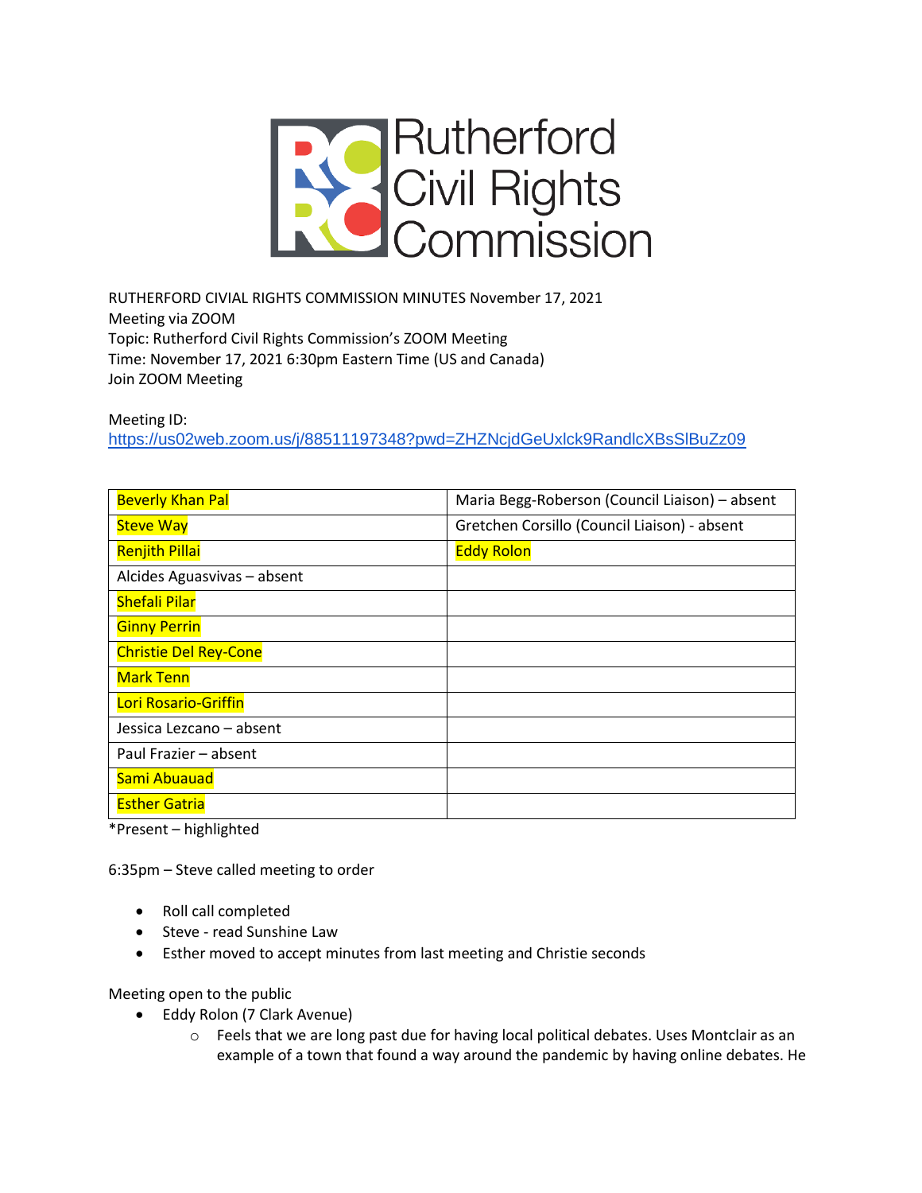# Rutherford Civil Rights Commission

RUTHERFORD CIVIAL RIGHTS COMMISSION MINUTES November 17, 2021
Meeting via ZOOM
Topic: Rutherford Civil Rights Commission's ZOOM Meeting
Time: November 17, 2021 6:30pm Eastern Time (US and Canada)
Join ZOOM Meeting

Meeting ID:
https://us02web.zoom.us/j/88511197348?pwd=ZHZNcjdGeUxlck9RandlcXBsSlBuZz09

| | |
|---|---|
| Beverly Khan Pal | Maria Begg-Roberson (Council Liaison) – absent |
| Steve Way | Gretchen Corsillo (Council Liaison) - absent |
| Renjith Pillai | Eddy Rolon |
| Alcides Aguasvivas – absent | |
| Shefali Pilar | |
| Ginny Perrin | |
| Christie Del Rey-Cone | |
| Mark Tenn | |
| Lori Rosario-Griffin | |
| Jessica Lezcano – absent | |
| Paul Frazier – absent | |
| Sami Abuauad | |
| Esther Gatria | |

*Present – highlighted

6:35pm – Steve called meeting to order

- Roll call completed
- Steve - read Sunshine Law
- Esther moved to accept minutes from last meeting and Christie seconds

Meeting open to the public

- Eddy Rolon (7 Clark Avenue)
  - Feels that we are long past due for having local political debates. Uses Montclair as an example of a town that found a way around the pandemic by having online debates. He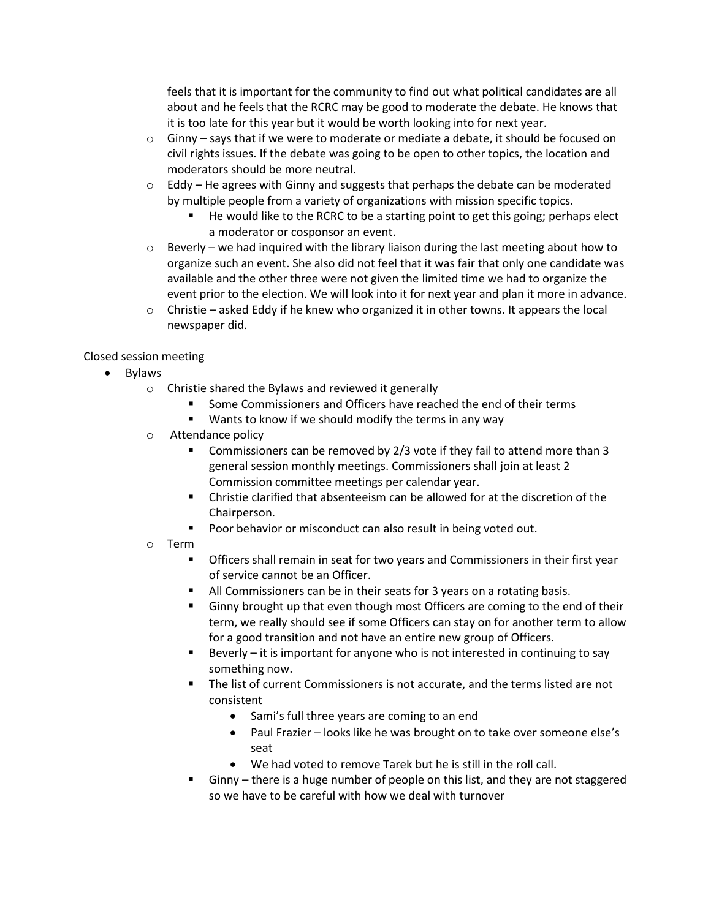feels that it is important for the community to find out what political candidates are all about and he feels that the RCRC may be good to moderate the debate. He knows that it is too late for this year but it would be worth looking into for next year.

- Ginny – says that if we were to moderate or mediate a debate, it should be focused on civil rights issues. If the debate was going to be open to other topics, the location and moderators should be more neutral.
- Eddy – He agrees with Ginny and suggests that perhaps the debate can be moderated by multiple people from a variety of organizations with mission specific topics.
  - He would like to the RCRC to be a starting point to get this going; perhaps elect a moderator or cosponsor an event.
- Beverly – we had inquired with the library liaison during the last meeting about how to organize such an event. She also did not feel that it was fair that only one candidate was available and the other three were not given the limited time we had to organize the event prior to the election. We will look into it for next year and plan it more in advance.
- Christie – asked Eddy if he knew who organized it in other towns. It appears the local newspaper did.

Closed session meeting

- Bylaws
  - Christie shared the Bylaws and reviewed it generally
    - Some Commissioners and Officers have reached the end of their terms
    - Wants to know if we should modify the terms in any way
  - Attendance policy
    - Commissioners can be removed by 2/3 vote if they fail to attend more than 3 general session monthly meetings. Commissioners shall join at least 2 Commission committee meetings per calendar year.
    - Christie clarified that absenteeism can be allowed for at the discretion of the Chairperson.
    - Poor behavior or misconduct can also result in being voted out.
  - Term
    - Officers shall remain in seat for two years and Commissioners in their first year of service cannot be an Officer.
    - All Commissioners can be in their seats for 3 years on a rotating basis.
    - Ginny brought up that even though most Officers are coming to the end of their term, we really should see if some Officers can stay on for another term to allow for a good transition and not have an entire new group of Officers.
    - Beverly – it is important for anyone who is not interested in continuing to say something now.
    - The list of current Commissioners is not accurate, and the terms listed are not consistent
      - Sami's full three years are coming to an end
      - Paul Frazier – looks like he was brought on to take over someone else's seat
      - We had voted to remove Tarek but he is still in the roll call.
    - Ginny – there is a huge number of people on this list, and they are not staggered so we have to be careful with how we deal with turnover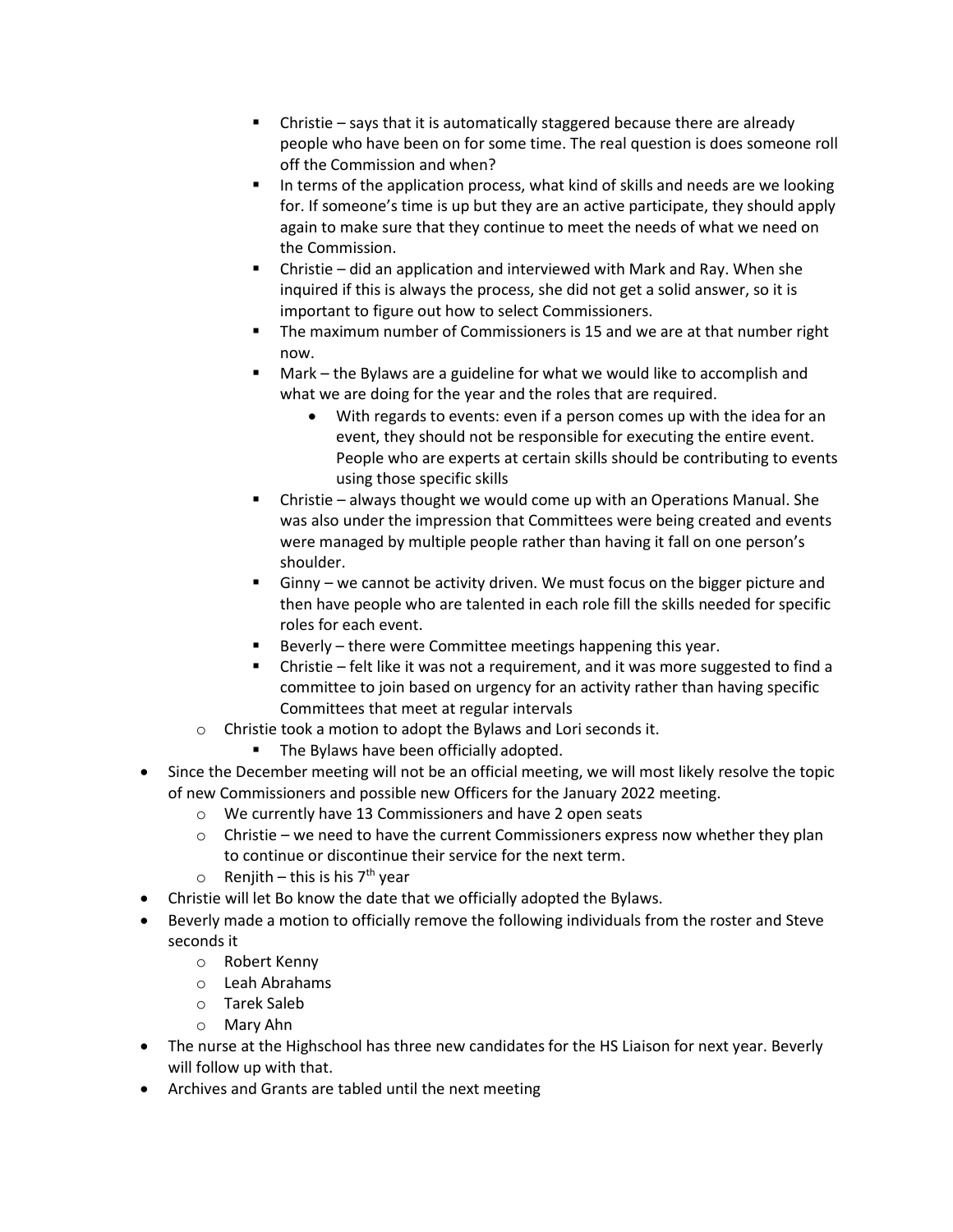- Christie – says that it is automatically staggered because there are already people who have been on for some time. The real question is does someone roll off the Commission and when?
    - In terms of the application process, what kind of skills and needs are we looking for. If someone's time is up but they are an active participate, they should apply again to make sure that they continue to meet the needs of what we need on the Commission.
    - Christie – did an application and interviewed with Mark and Ray. When she inquired if this is always the process, she did not get a solid answer, so it is important to figure out how to select Commissioners.
    - The maximum number of Commissioners is 15 and we are at that number right now.
    - Mark – the Bylaws are a guideline for what we would like to accomplish and what we are doing for the year and the roles that are required.
      - With regards to events: even if a person comes up with the idea for an event, they should not be responsible for executing the entire event. People who are experts at certain skills should be contributing to events using those specific skills
    - Christie – always thought we would come up with an Operations Manual. She was also under the impression that Committees were being created and events were managed by multiple people rather than having it fall on one person's shoulder.
    - Ginny – we cannot be activity driven. We must focus on the bigger picture and then have people who are talented in each role fill the skills needed for specific roles for each event.
    - Beverly – there were Committee meetings happening this year.
    - Christie – felt like it was not a requirement, and it was more suggested to find a committee to join based on urgency for an activity rather than having specific Committees that meet at regular intervals
  - Christie took a motion to adopt the Bylaws and Lori seconds it.
    - The Bylaws have been officially adopted.
- Since the December meeting will not be an official meeting, we will most likely resolve the topic of new Commissioners and possible new Officers for the January 2022 meeting.
  - We currently have 13 Commissioners and have 2 open seats
  - Christie – we need to have the current Commissioners express now whether they plan to continue or discontinue their service for the next term.
  - Renjith – this is his 7th year
- Christie will let Bo know the date that we officially adopted the Bylaws.
- Beverly made a motion to officially remove the following individuals from the roster and Steve seconds it
  - Robert Kenny
  - Leah Abrahams
  - Tarek Saleb
  - Mary Ahn
- The nurse at the Highschool has three new candidates for the HS Liaison for next year. Beverly will follow up with that.
- Archives and Grants are tabled until the next meeting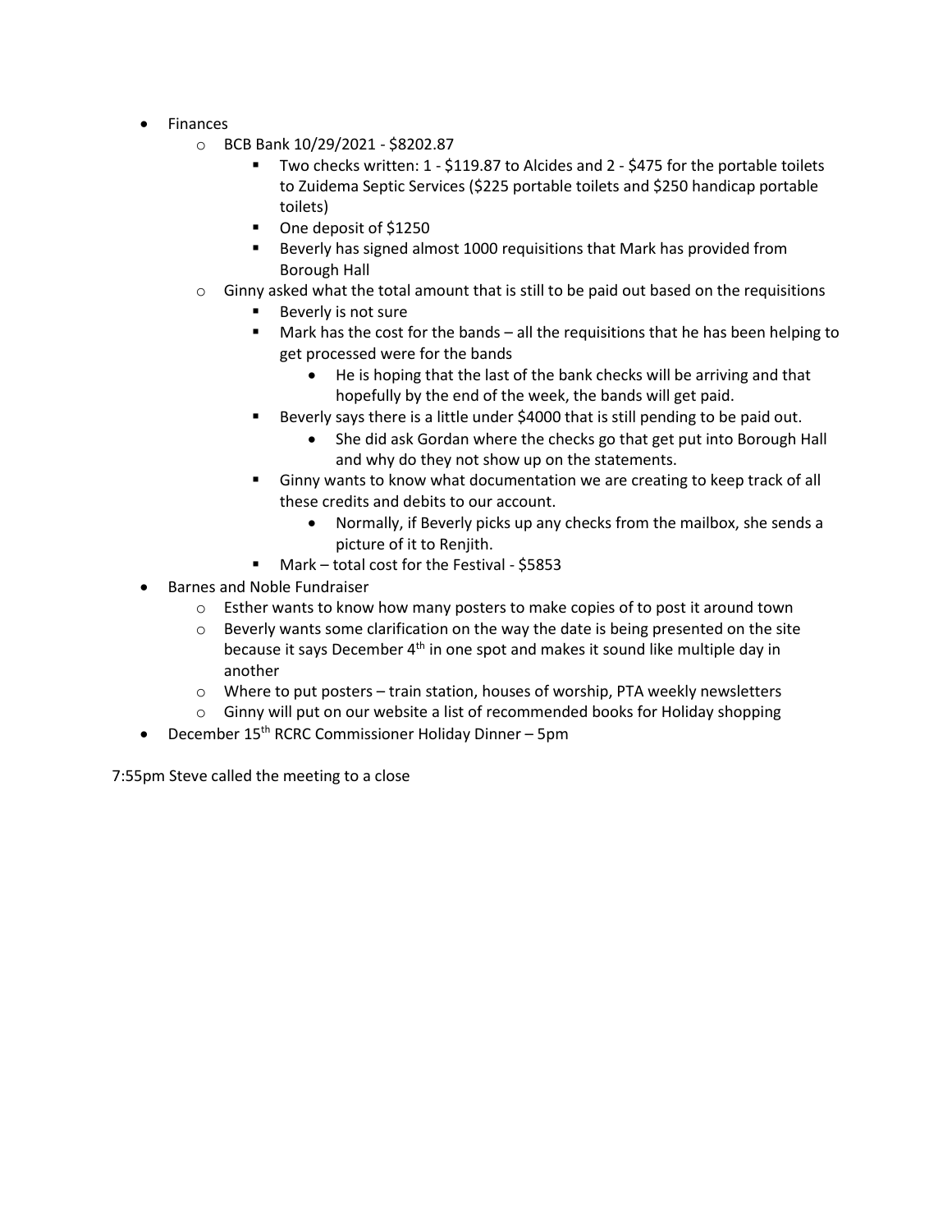- Finances
    - BCB Bank 10/29/2021 - $8202.87
        - Two checks written: 1 - $119.87 to Alcides and 2 - $475 for the portable toilets to Zuidema Septic Services ($225 portable toilets and $250 handicap portable toilets)
        - One deposit of $1250
        - Beverly has signed almost 1000 requisitions that Mark has provided from Borough Hall
    - Ginny asked what the total amount that is still to be paid out based on the requisitions
        - Beverly is not sure
        - Mark has the cost for the bands – all the requisitions that he has been helping to get processed were for the bands
            - He is hoping that the last of the bank checks will be arriving and that hopefully by the end of the week, the bands will get paid.
        - Beverly says there is a little under $4000 that is still pending to be paid out.
            - She did ask Gordan where the checks go that get put into Borough Hall and why do they not show up on the statements.
        - Ginny wants to know what documentation we are creating to keep track of all these credits and debits to our account.
            - Normally, if Beverly picks up any checks from the mailbox, she sends a picture of it to Renjith.
        - Mark – total cost for the Festival - $5853
- Barnes and Noble Fundraiser
    - Esther wants to know how many posters to make copies of to post it around town
    - Beverly wants some clarification on the way the date is being presented on the site because it says December 4th in one spot and makes it sound like multiple day in another
    - Where to put posters – train station, houses of worship, PTA weekly newsletters
    - Ginny will put on our website a list of recommended books for Holiday shopping
- December 15th RCRC Commissioner Holiday Dinner – 5pm

7:55pm Steve called the meeting to a close